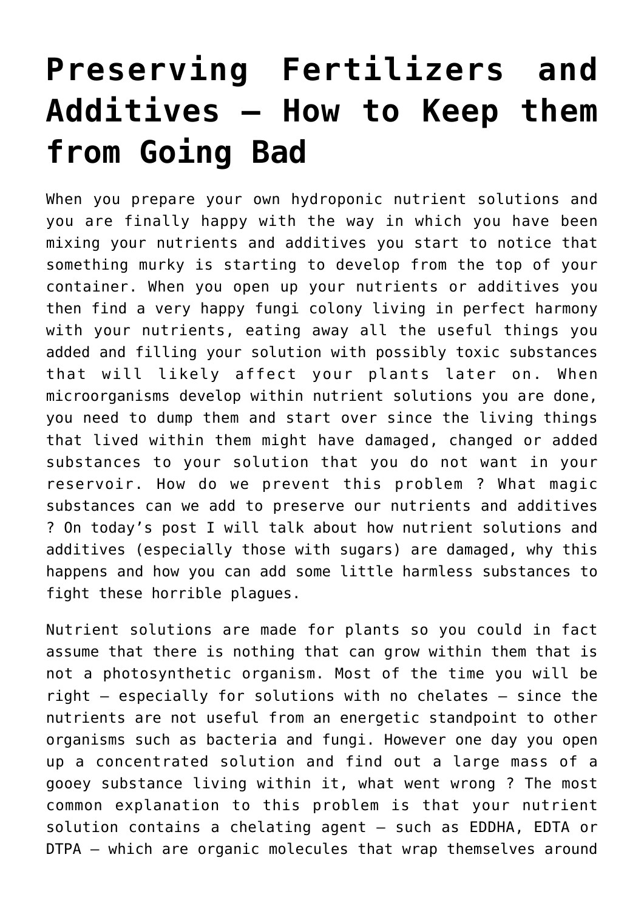# Preserving Fertilizers and Additives – How to Keep them from Going Bad

When you prepare your own hydroponic nutrient solutions and you are finally happy with the way in which you have been mixing your nutrients and additives you start to notice that something murky is starting to develop from the top of your container. When you open up your nutrients or additives you then find a very happy fungi colony living in perfect harmony with your nutrients, eating away all the useful things you added and filling your solution with possibly toxic substances that will likely affect your plants later on. When microorganisms develop within nutrient solutions you are done, you need to dump them and start over since the living things that lived within them might have damaged, changed or added substances to your solution that you do not want in your reservoir. How do we prevent this problem ? What magic substances can we add to preserve our nutrients and additives ? On today's post I will talk about how nutrient solutions and additives (especially those with sugars) are damaged, why this happens and how you can add some little harmless substances to fight these horrible plagues.

Nutrient solutions are made for plants so you could in fact assume that there is nothing that can grow within them that is not a photosynthetic organism. Most of the time you will be right – especially for solutions with no chelates – since the nutrients are not useful from an energetic standpoint to other organisms such as bacteria and fungi. However one day you open up a concentrated solution and find out a large mass of a gooey substance living within it, what went wrong ? The most common explanation to this problem is that your nutrient solution contains a chelating agent – such as EDDHA, EDTA or DTPA – which are organic molecules that wrap themselves around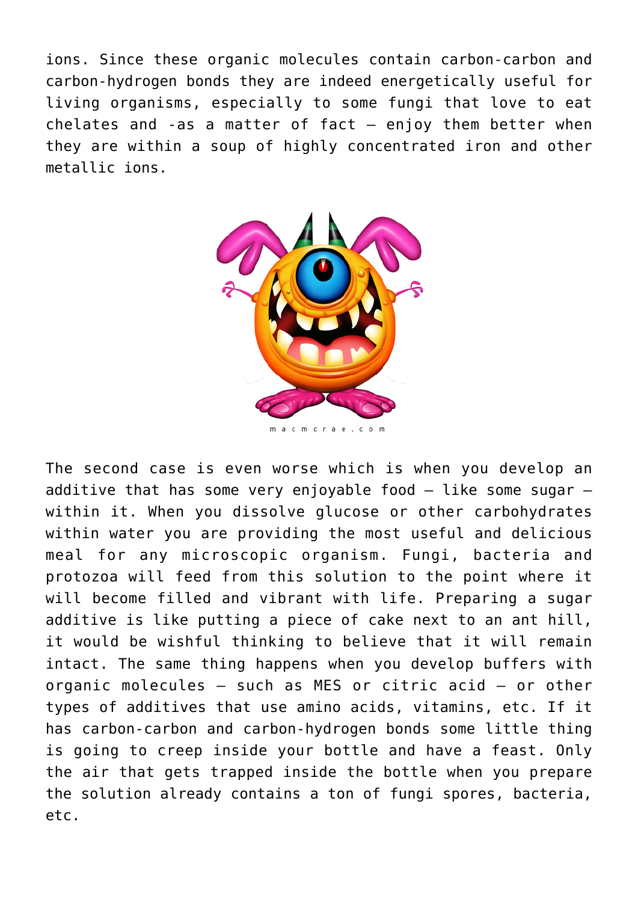ions. Since these organic molecules contain carbon-carbon and carbon-hydrogen bonds they are indeed energetically useful for living organisms, especially to some fungi that love to eat chelates and -as a matter of fact – enjoy them better when they are within a soup of highly concentrated iron and other metallic ions.

The second case is even worse which is when you develop an additive that has some very enjoyable food – like some sugar – within it. When you dissolve glucose or other carbohydrates within water you are providing the most useful and delicious meal for any microscopic organism. Fungi, bacteria and protozoa will feed from this solution to the point where it will become filled and vibrant with life. Preparing a sugar additive is like putting a piece of cake next to an ant hill, it would be wishful thinking to believe that it will remain intact. The same thing happens when you develop buffers with organic molecules – such as MES or citric acid – or other types of additives that use amino acids, vitamins, etc. If it has carbon-carbon and carbon-hydrogen bonds some little thing is going to creep inside your bottle and have a feast. Only the air that gets trapped inside the bottle when you prepare the solution already contains a ton of fungi spores, bacteria, etc.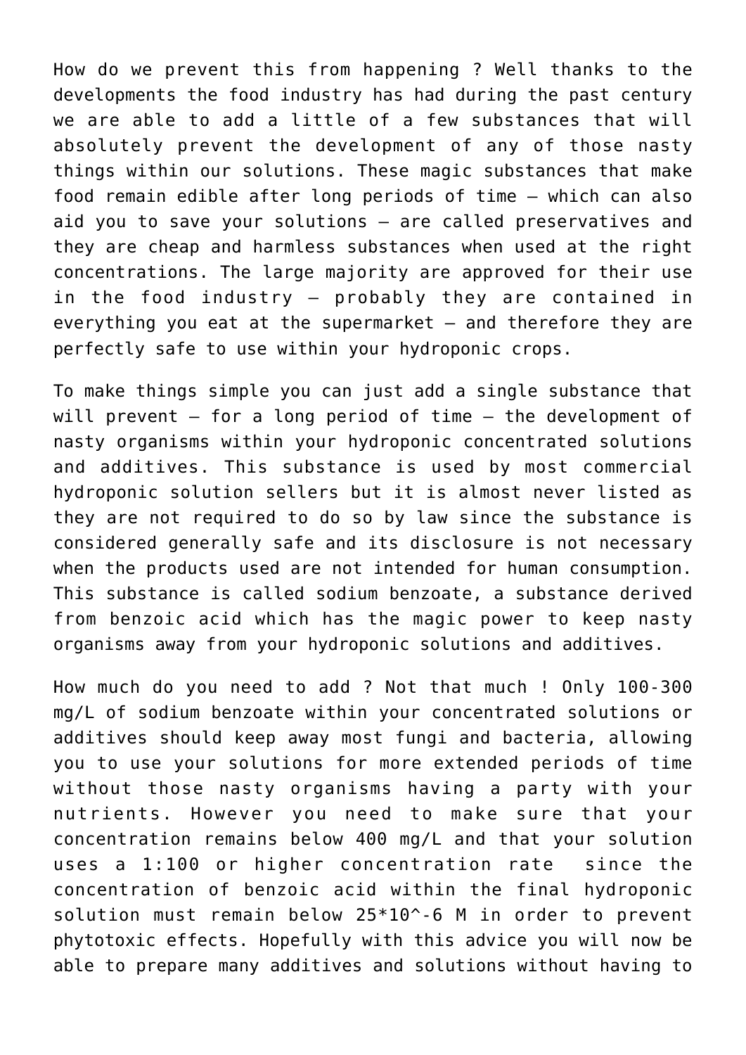How do we prevent this from happening ? Well thanks to the developments the food industry has had during the past century we are able to add a little of a few substances that will absolutely prevent the development of any of those nasty things within our solutions. These magic substances that make food remain edible after long periods of time – which can also aid you to save your solutions – are called preservatives and they are cheap and harmless substances when used at the right concentrations. The large majority are approved for their use in the food industry – probably they are contained in everything you eat at the supermarket – and therefore they are perfectly safe to use within your hydroponic crops.

To make things simple you can just add a single substance that will prevent – for a long period of time – the development of nasty organisms within your hydroponic concentrated solutions and additives. This substance is used by most commercial hydroponic solution sellers but it is almost never listed as they are not required to do so by law since the substance is considered generally safe and its disclosure is not necessary when the products used are not intended for human consumption. This substance is called sodium benzoate, a substance derived from benzoic acid which has the magic power to keep nasty organisms away from your hydroponic solutions and additives.

How much do you need to add ? Not that much ! Only 100-300 mg/L of sodium benzoate within your concentrated solutions or additives should keep away most fungi and bacteria, allowing you to use your solutions for more extended periods of time without those nasty organisms having a party with your nutrients. However you need to make sure that your concentration remains below 400 mg/L and that your solution uses a 1:100 or higher concentration rate since the concentration of benzoic acid within the final hydroponic solution must remain below $25 \times 10^{-6}$ M in order to prevent phytotoxic effects. Hopefully with this advice you will now be able to prepare many additives and solutions without having to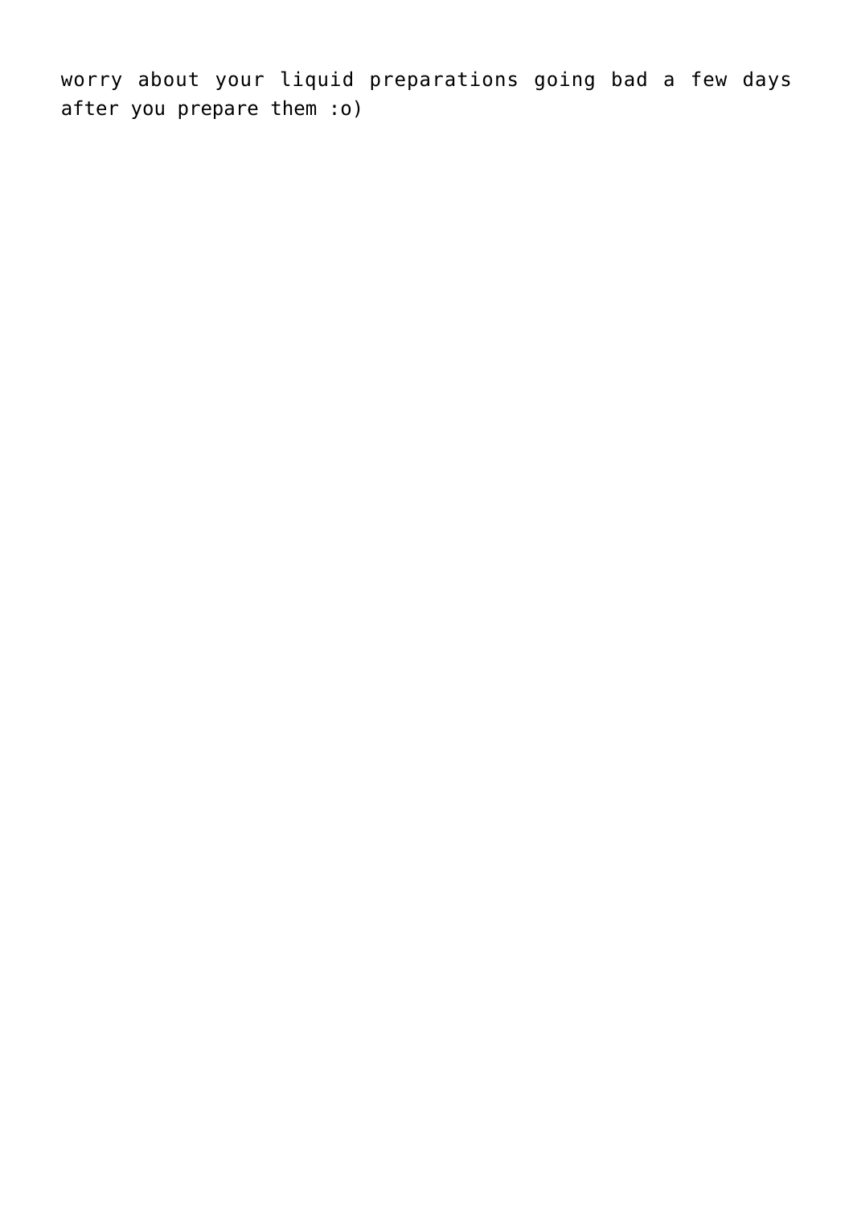worry about your liquid preparations going bad a few days after you prepare them :o)